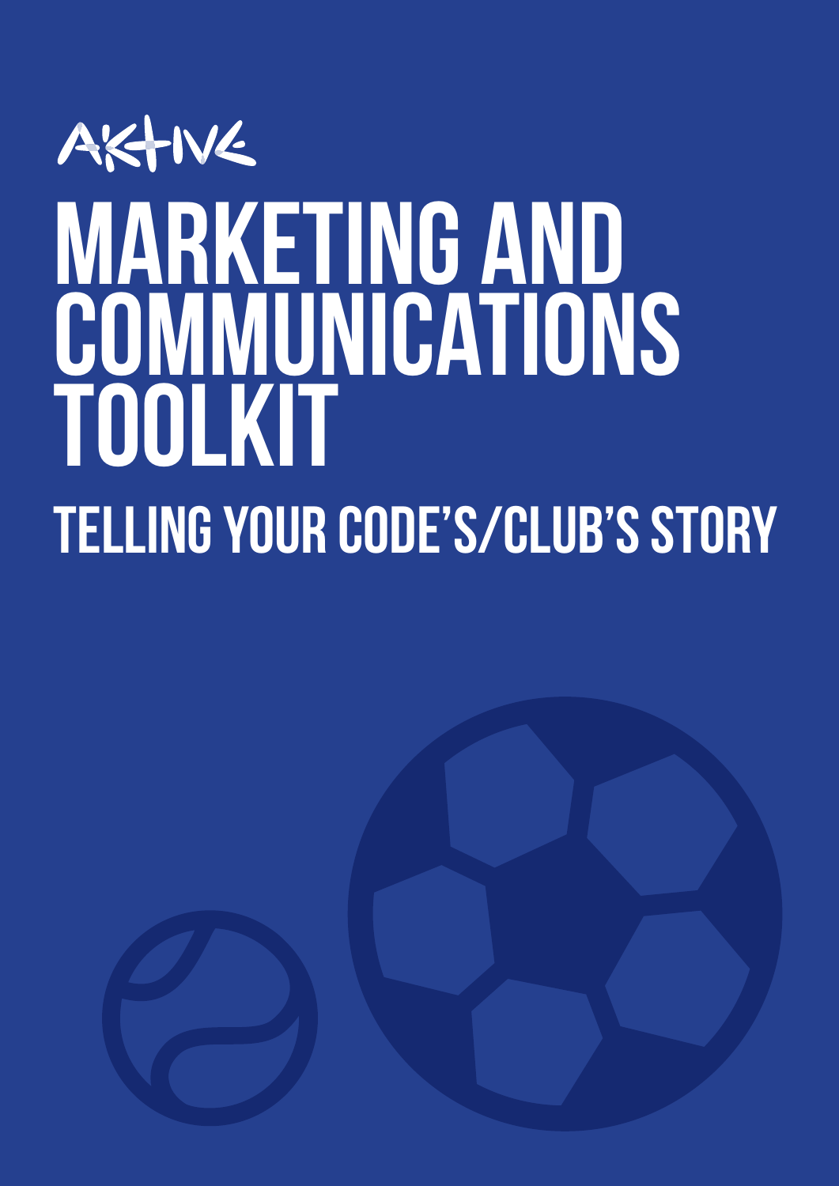AKTIVE

# MARKETING AND COMMUNICATIONS TOOLKIT

## TELLING YOUR CODE'S/CLUB'S STORY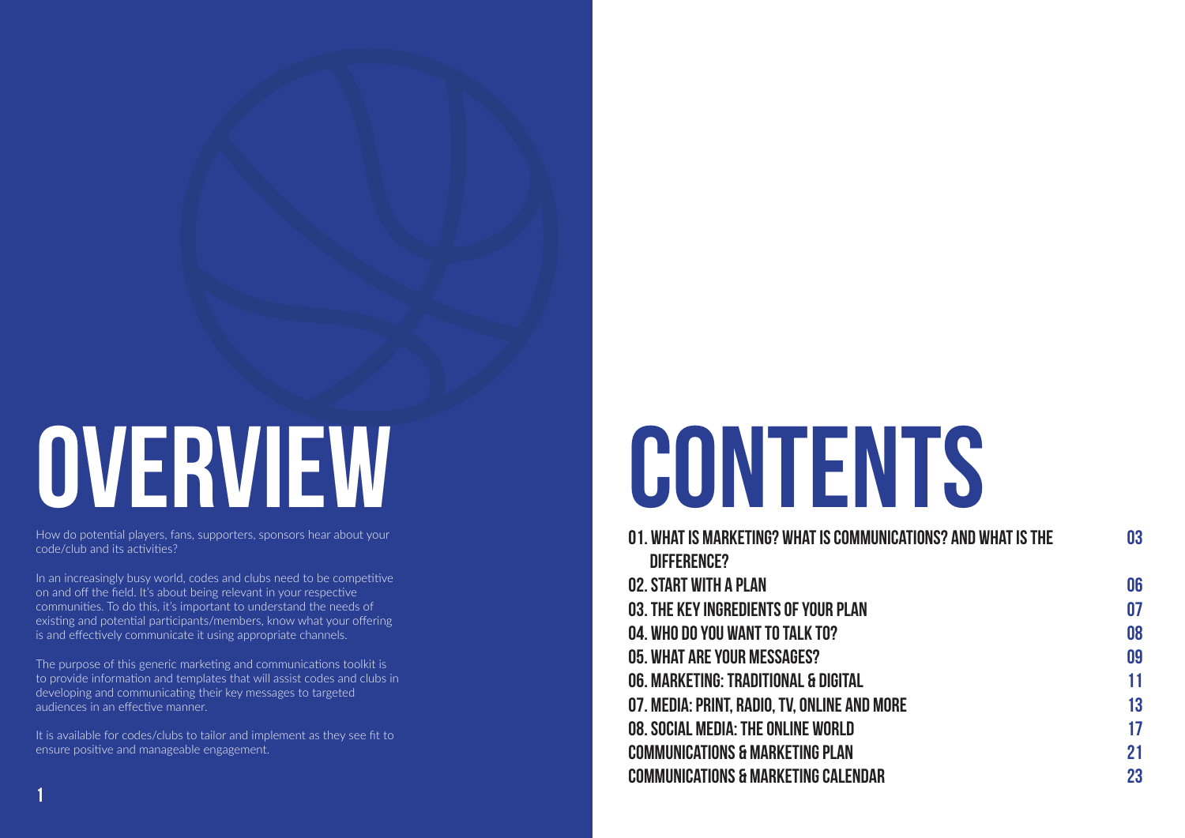# OVERVIEW

How do potential players, fans, supporters, sponsors hear about your code/club and its activities?

In an increasingly busy world, codes and clubs need to be competitive on and off the field. It's about being relevant in your respective communities. To do this, it's important to understand the needs of existing and potential participants/members, know what your offering is and effectively communicate it using appropriate channels.

The purpose of this generic marketing and communications toolkit is to provide information and templates that will assist codes and clubs in developing and communicating their key messages to targeted audiences in an effective manner.

It is available for codes/clubs to tailor and implement as they see fit to ensure positive and manageable engagement.

# CONTENTS

| | |
|---|---|
| 01. WHAT IS MARKETING? WHAT IS COMMUNICATIONS? AND WHAT IS THE DIFFERENCE? | 03 |
| 02. START WITH A PLAN | 06 |
| 03. THE KEY INGREDIENTS OF YOUR PLAN | 07 |
| 04. WHO DO YOU WANT TO TALK TO? | 08 |
| 05. WHAT ARE YOUR MESSAGES? | 09 |
| 06. MARKETING: TRADITIONAL & DIGITAL | 11 |
| 07. MEDIA: PRINT, RADIO, TV, ONLINE AND MORE | 13 |
| 08. SOCIAL MEDIA: THE ONLINE WORLD | 17 |
| COMMUNICATIONS & MARKETING PLAN | 21 |
| COMMUNICATIONS & MARKETING CALENDAR | 23 |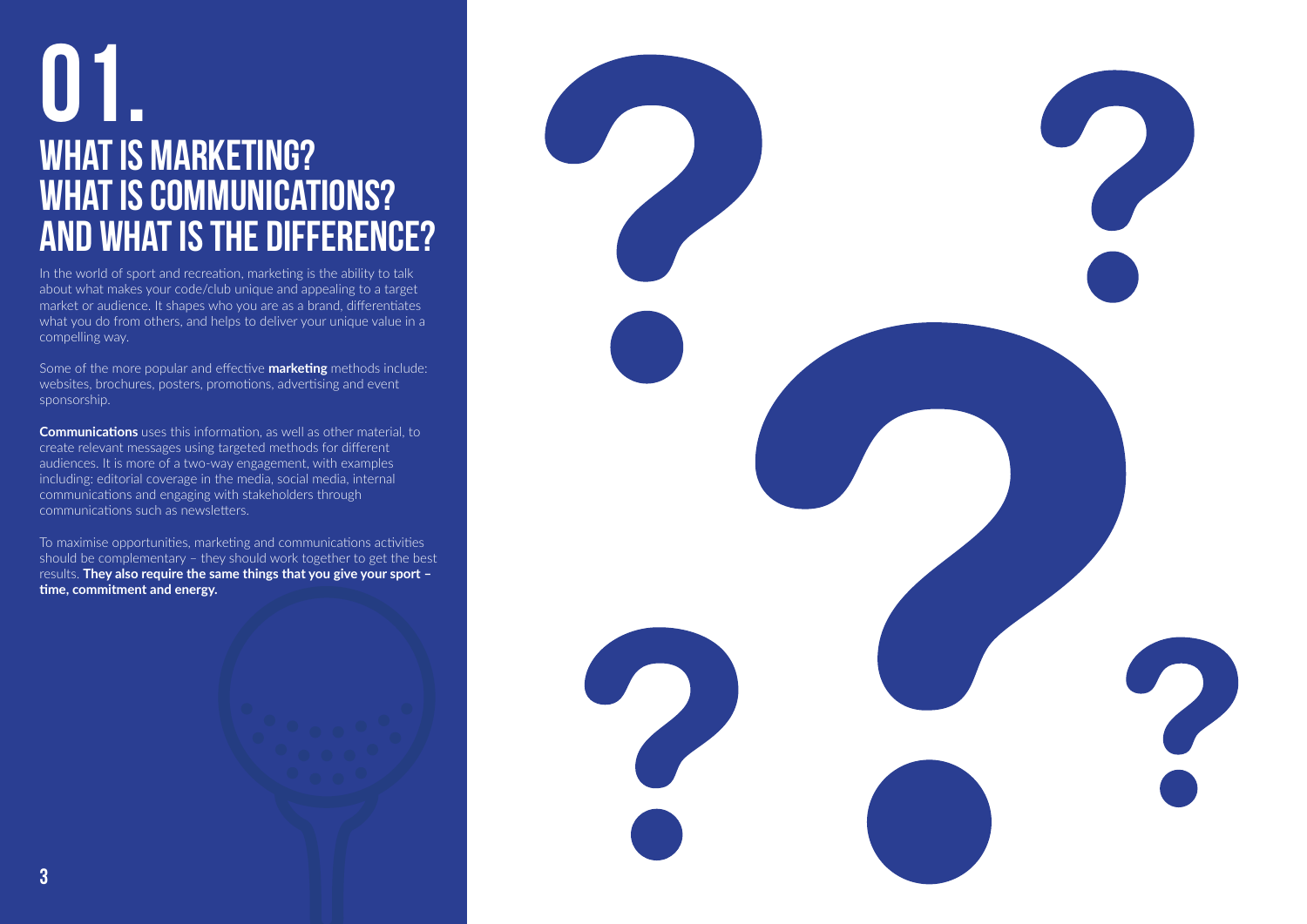# 01.
## WHAT IS MARKETING? WHAT IS COMMUNICATIONS? AND WHAT IS THE DIFFERENCE?

In the world of sport and recreation, marketing is the ability to talk about what makes your code/club unique and appealing to a target market or audience. It shapes who you are as a brand, differentiates what you do from others, and helps to deliver your unique value in a compelling way.

Some of the more popular and effective **marketing** methods include: websites, brochures, posters, promotions, advertising and event sponsorship.

**Communications** uses this information, as well as other material, to create relevant messages using targeted methods for different audiences. It is more of a two-way engagement, with examples including: editorial coverage in the media, social media, internal communications and engaging with stakeholders through communications such as newsletters.

To maximise opportunities, marketing and communications activities should be complementary – they should work together to get the best results. **They also require the same things that you give your sport – time, commitment and energy.**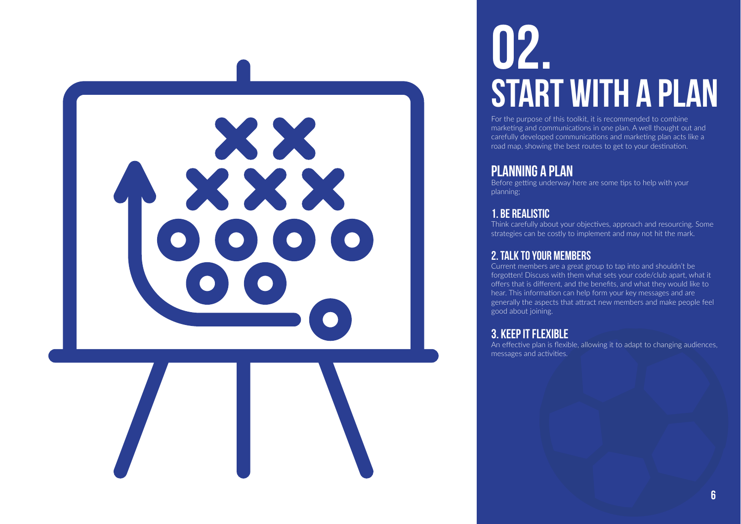# 02. START WITH A PLAN

For the purpose of this toolkit, it is recommended to combine marketing and communications in one plan. A well thought out and carefully developed communications and marketing plan acts like a road map, showing the best routes to get to your destination.

## PLANNING A PLAN

Before getting underway here are some tips to help with your planning;

### 1. BE REALISTIC

Think carefully about your objectives, approach and resourcing. Some strategies can be costly to implement and may not hit the mark.

### 2. TALK TO YOUR MEMBERS

Current members are a great group to tap into and shouldn't be forgotten! Discuss with them what sets your code/club apart, what it offers that is different, and the benefits, and what they would like to hear. This information can help form your key messages and are generally the aspects that attract new members and make people feel good about joining.

### 3. KEEP IT FLEXIBLE

An effective plan is flexible, allowing it to adapt to changing audiences, messages and activities.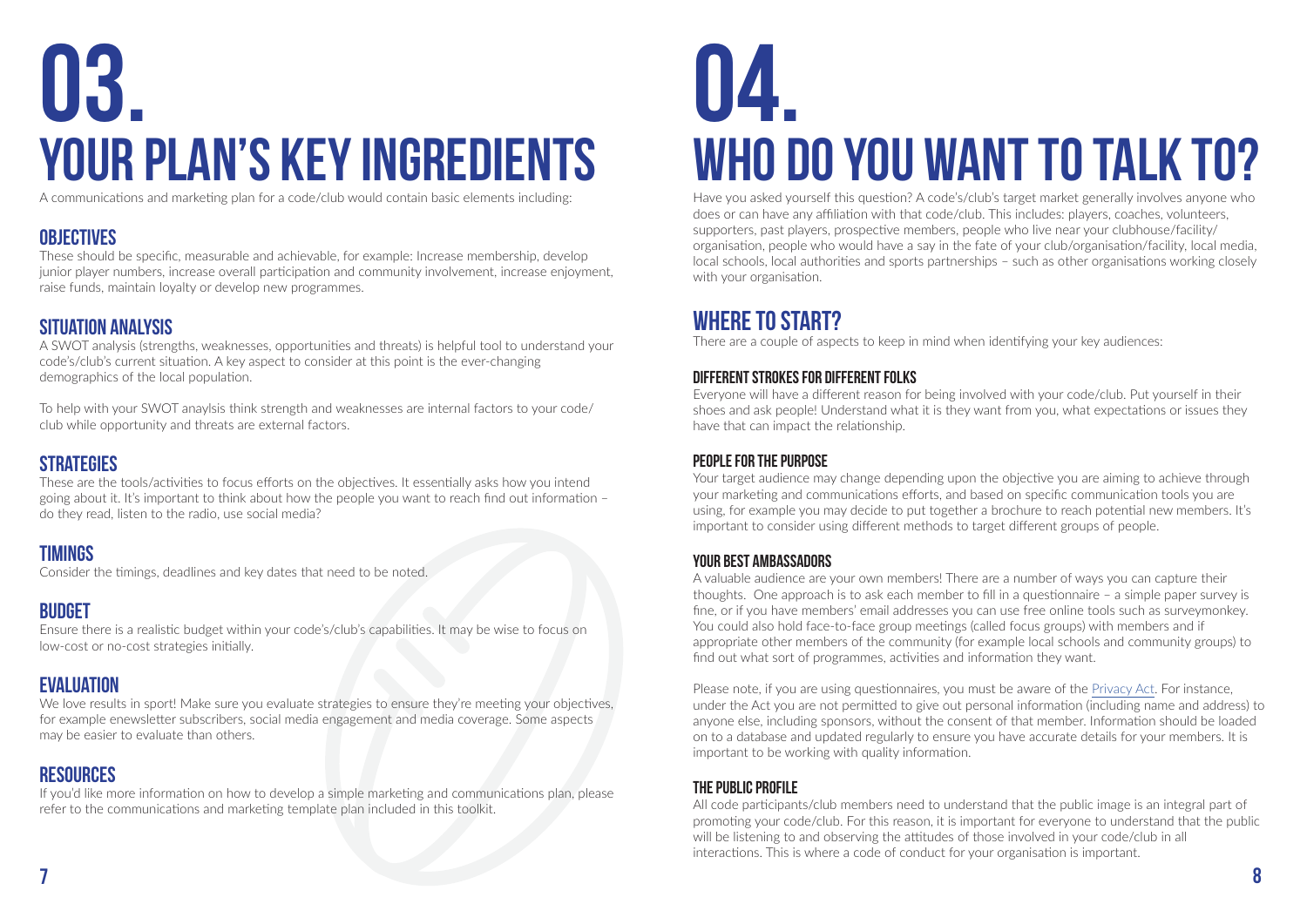# 03. YOUR PLAN'S KEY INGREDIENTS

A communications and marketing plan for a code/club would contain basic elements including:

## OBJECTIVES

These should be specific, measurable and achievable, for example: Increase membership, develop junior player numbers, increase overall participation and community involvement, increase enjoyment, raise funds, maintain loyalty or develop new programmes.

## SITUATION ANALYSIS

A SWOT analysis (strengths, weaknesses, opportunities and threats) is helpful tool to understand your code's/club's current situation. A key aspect to consider at this point is the ever-changing demographics of the local population.

To help with your SWOT anaylsis think strength and weaknesses are internal factors to your code/club while opportunity and threats are external factors.

## STRATEGIES

These are the tools/activities to focus efforts on the objectives. It essentially asks how you intend going about it. It's important to think about how the people you want to reach find out information – do they read, listen to the radio, use social media?

## TIMINGS

Consider the timings, deadlines and key dates that need to be noted.

## BUDGET

Ensure there is a realistic budget within your code's/club's capabilities. It may be wise to focus on low-cost or no-cost strategies initially.

## EVALUATION

We love results in sport! Make sure you evaluate strategies to ensure they're meeting your objectives, for example enewsletter subscribers, social media engagement and media coverage. Some aspects may be easier to evaluate than others.

## RESOURCES

If you'd like more information on how to develop a simple marketing and communications plan, please refer to the communications and marketing template plan included in this toolkit.

# 04. WHO DO YOU WANT TO TALK TO?

Have you asked yourself this question? A code's/club's target market generally involves anyone who does or can have any affiliation with that code/club. This includes: players, coaches, volunteers, supporters, past players, prospective members, people who live near your clubhouse/facility/organisation, people who would have a say in the fate of your club/organisation/facility, local media, local schools, local authorities and sports partnerships – such as other organisations working closely with your organisation.

## WHERE TO START?

There are a couple of aspects to keep in mind when identifying your key audiences:

### DIFFERENT STROKES FOR DIFFERENT FOLKS

Everyone will have a different reason for being involved with your code/club. Put yourself in their shoes and ask people! Understand what it is they want from you, what expectations or issues they have that can impact the relationship.

### PEOPLE FOR THE PURPOSE

Your target audience may change depending upon the objective you are aiming to achieve through your marketing and communications efforts, and based on specific communication tools you are using, for example you may decide to put together a brochure to reach potential new members. It's important to consider using different methods to target different groups of people.

### YOUR BEST AMBASSADORS

A valuable audience are your own members! There are a number of ways you can capture their thoughts. One approach is to ask each member to fill in a questionnaire – a simple paper survey is fine, or if you have members' email addresses you can use free online tools such as surveymonkey. You could also hold face-to-face group meetings (called focus groups) with members and if appropriate other members of the community (for example local schools and community groups) to find out what sort of programmes, activities and information they want.

Please note, if you are using questionnaires, you must be aware of the Privacy Act. For instance, under the Act you are not permitted to give out personal information (including name and address) to anyone else, including sponsors, without the consent of that member. Information should be loaded on to a database and updated regularly to ensure you have accurate details for your members. It is important to be working with quality information.

### THE PUBLIC PROFILE

All code participants/club members need to understand that the public image is an integral part of promoting your code/club. For this reason, it is important for everyone to understand that the public will be listening to and observing the attitudes of those involved in your code/club in all interactions. This is where a code of conduct for your organisation is important.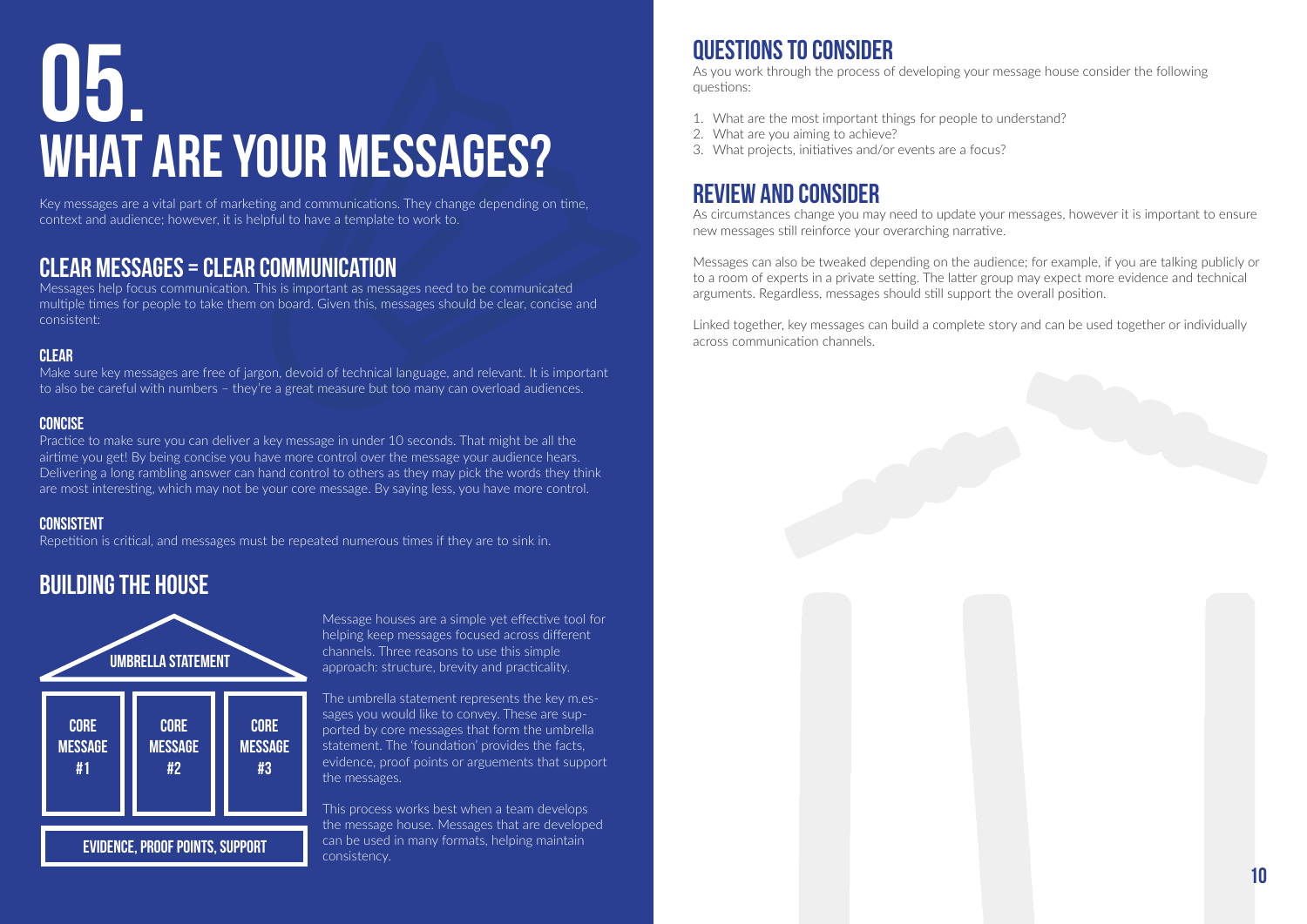# 05. WHAT ARE YOUR MESSAGES?

Key messages are a vital part of marketing and communications. They change depending on time, context and audience; however, it is helpful to have a template to work to.

## CLEAR MESSAGES = CLEAR COMMUNICATION

Messages help focus communication. This is important as messages need to be communicated multiple times for people to take them on board. Given this, messages should be clear, concise and consistent:

### CLEAR

Make sure key messages are free of jargon, devoid of technical language, and relevant. It is important to also be careful with numbers – they're a great measure but too many can overload audiences.

### CONCISE

Practice to make sure you can deliver a key message in under 10 seconds. That might be all the airtime you get! By being concise you have more control over the message your audience hears. Delivering a long rambling answer can hand control to others as they may pick the words they think are most interesting, which may not be your core message. By saying less, you have more control.

### CONSISTENT

Repetition is critical, and messages must be repeated numerous times if they are to sink in.

## BUILDING THE HOUSE

| UMBRELLA STATEMENT | | |
|---|---|---|
| CORE MESSAGE #1 | CORE MESSAGE #2 | CORE MESSAGE #3 |
| EVIDENCE, PROOF POINTS, SUPPORT | | |

Message houses are a simple yet effective tool for helping keep messages focused across different channels. Three reasons to use this simple approach: structure, brevity and practicality.

The umbrella statement represents the key m.essages you would like to convey. These are supported by core messages that form the umbrella statement. The 'foundation' provides the facts, evidence, proof points or arguements that support the messages.

This process works best when a team develops the message house. Messages that are developed can be used in many formats, helping maintain consistency.

## QUESTIONS TO CONSIDER

As you work through the process of developing your message house consider the following questions:

1. What are the most important things for people to understand?
2. What are you aiming to achieve?
3. What projects, initiatives and/or events are a focus?

## REVIEW AND CONSIDER

As circumstances change you may need to update your messages, however it is important to ensure new messages still reinforce your overarching narrative.

Messages can also be tweaked depending on the audience; for example, if you are talking publicly or to a room of experts in a private setting. The latter group may expect more evidence and technical arguments. Regardless, messages should still support the overall position.

Linked together, key messages can build a complete story and can be used together or individually across communication channels.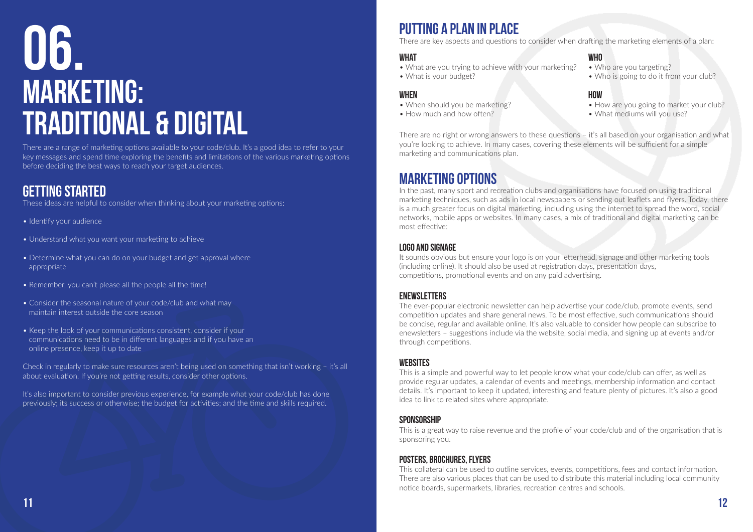# 06. Marketing: Traditional & Digital

There are a range of marketing options available to your code/club. It's a good idea to refer to your key messages and spend time exploring the benefits and limitations of the various marketing options before deciding the best ways to reach your target audiences.

## Getting Started

These ideas are helpful to consider when thinking about your marketing options:

- Identify your audience
- Understand what you want your marketing to achieve
- Determine what you can do on your budget and get approval where appropriate
- Remember, you can't please all the people all the time!
- Consider the seasonal nature of your code/club and what may maintain interest outside the core season
- Keep the look of your communications consistent, consider if your communications need to be in different languages and if you have an online presence, keep it up to date

Check in regularly to make sure resources aren't being used on something that isn't working – it's all about evaluation. If you're not getting results, consider other options.

It's also important to consider previous experience, for example what your code/club has done previously; its success or otherwise; the budget for activities; and the time and skills required.

## Putting a Plan in Place

There are key aspects and questions to consider when drafting the marketing elements of a plan:

### What

- What are you trying to achieve with your marketing?
- What is your budget?

### Who

- Who are you targeting?
- Who is going to do it from your club?

### When

- When should you be marketing?
- How much and how often?

### How

- How are you going to market your club?
- What mediums will you use?

There are no right or wrong answers to these questions – it's all based on your organisation and what you're looking to achieve. In many cases, covering these elements will be sufficient for a simple marketing and communications plan.

## Marketing Options

In the past, many sport and recreation clubs and organisations have focused on using traditional marketing techniques, such as ads in local newspapers or sending out leaflets and flyers. Today, there is a much greater focus on digital marketing, including using the internet to spread the word, social networks, mobile apps or websites. In many cases, a mix of traditional and digital marketing can be most effective:

### Logo and Signage

It sounds obvious but ensure your logo is on your letterhead, signage and other marketing tools (including online). It should also be used at registration days, presentation days, competitions, promotional events and on any paid advertising.

### eNewsletters

The ever-popular electronic newsletter can help advertise your code/club, promote events, send competition updates and share general news. To be most effective, such communications should be concise, regular and available online. It's also valuable to consider how people can subscribe to enewsletters – suggestions include via the website, social media, and signing up at events and/or through competitions.

### Websites

This is a simple and powerful way to let people know what your code/club can offer, as well as provide regular updates, a calendar of events and meetings, membership information and contact details. It's important to keep it updated, interesting and feature plenty of pictures. It's also a good idea to link to related sites where appropriate.

### Sponsorship

This is a great way to raise revenue and the profile of your code/club and of the organisation that is sponsoring you.

### Posters, Brochures, Flyers

This collateral can be used to outline services, events, competitions, fees and contact information. There are also various places that can be used to distribute this material including local community notice boards, supermarkets, libraries, recreation centres and schools.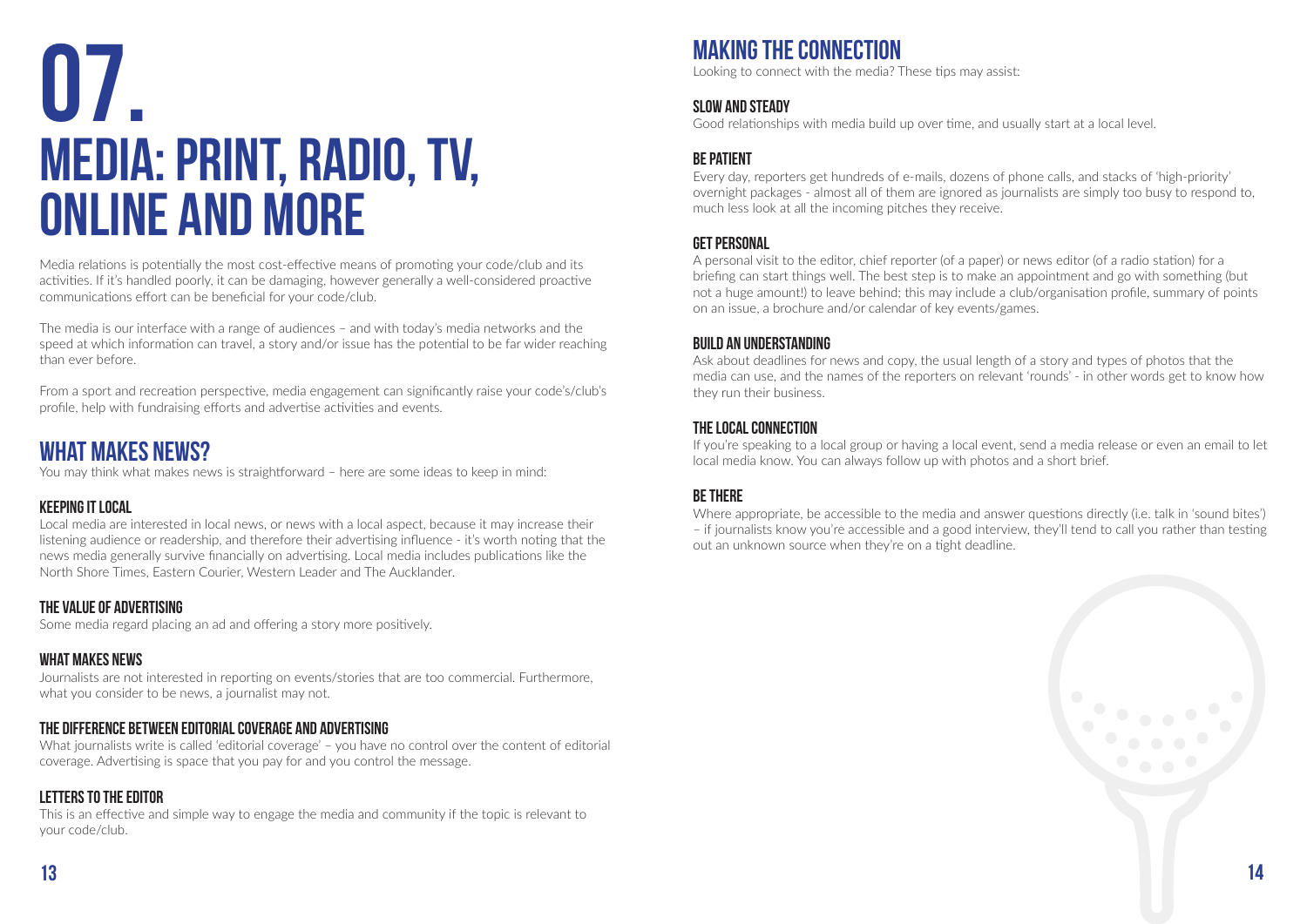# 07. MEDIA: PRINT, RADIO, TV, ONLINE AND MORE

Media relations is potentially the most cost-effective means of promoting your code/club and its activities. If it's handled poorly, it can be damaging, however generally a well-considered proactive communications effort can be beneficial for your code/club.

The media is our interface with a range of audiences – and with today's media networks and the speed at which information can travel, a story and/or issue has the potential to be far wider reaching than ever before.

From a sport and recreation perspective, media engagement can significantly raise your code's/club's profile, help with fundraising efforts and advertise activities and events.

## WHAT MAKES NEWS?

You may think what makes news is straightforward – here are some ideas to keep in mind:

### KEEPING IT LOCAL

Local media are interested in local news, or news with a local aspect, because it may increase their listening audience or readership, and therefore their advertising influence - it's worth noting that the news media generally survive financially on advertising. Local media includes publications like the North Shore Times, Eastern Courier, Western Leader and The Aucklander.

### THE VALUE OF ADVERTISING

Some media regard placing an ad and offering a story more positively.

### WHAT MAKES NEWS

Journalists are not interested in reporting on events/stories that are too commercial. Furthermore, what you consider to be news, a journalist may not.

### THE DIFFERENCE BETWEEN EDITORIAL COVERAGE AND ADVERTISING

What journalists write is called 'editorial coverage' – you have no control over the content of editorial coverage. Advertising is space that you pay for and you control the message.

### LETTERS TO THE EDITOR

This is an effective and simple way to engage the media and community if the topic is relevant to your code/club.

## MAKING THE CONNECTION

Looking to connect with the media? These tips may assist:

### SLOW AND STEADY

Good relationships with media build up over time, and usually start at a local level.

### BE PATIENT

Every day, reporters get hundreds of e-mails, dozens of phone calls, and stacks of 'high-priority' overnight packages - almost all of them are ignored as journalists are simply too busy to respond to, much less look at all the incoming pitches they receive.

### GET PERSONAL

A personal visit to the editor, chief reporter (of a paper) or news editor (of a radio station) for a briefing can start things well. The best step is to make an appointment and go with something (but not a huge amount!) to leave behind; this may include a club/organisation profile, summary of points on an issue, a brochure and/or calendar of key events/games.

### BUILD AN UNDERSTANDING

Ask about deadlines for news and copy, the usual length of a story and types of photos that the media can use, and the names of the reporters on relevant 'rounds' - in other words get to know how they run their business.

### THE LOCAL CONNECTION

If you're speaking to a local group or having a local event, send a media release or even an email to let local media know. You can always follow up with photos and a short brief.

### BE THERE

Where appropriate, be accessible to the media and answer questions directly (i.e. talk in 'sound bites') – if journalists know you're accessible and a good interview, they'll tend to call you rather than testing out an unknown source when they're on a tight deadline.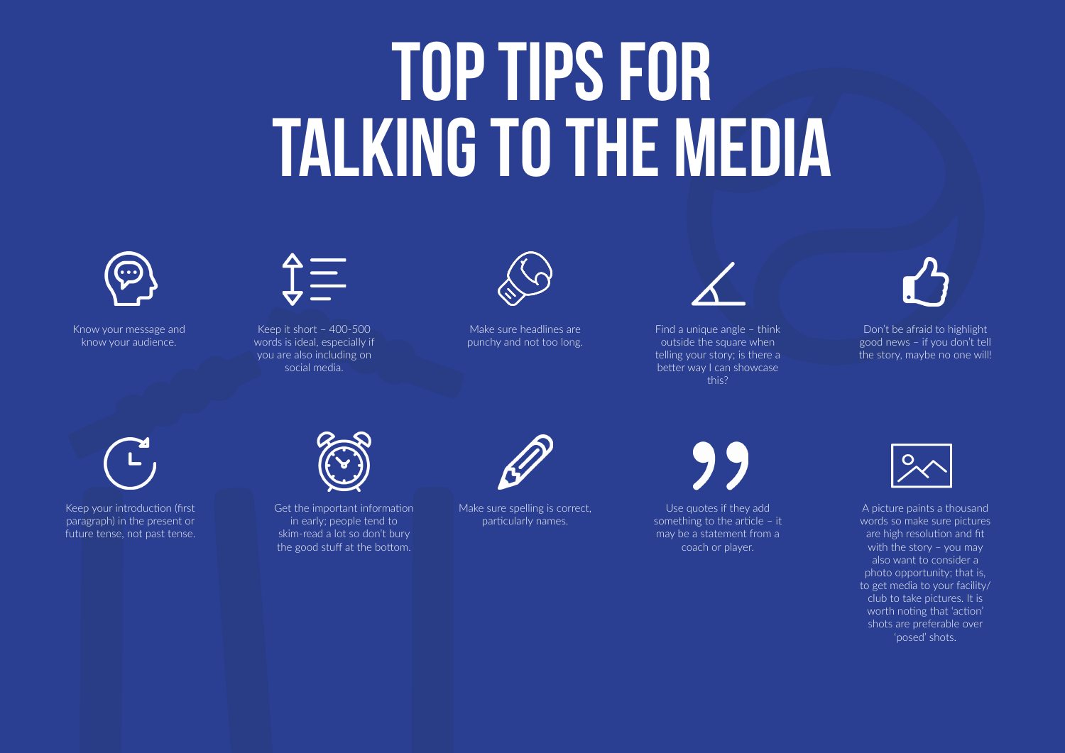# TOP TIPS FOR TALKING TO THE MEDIA

- Know your message and know your audience.
- Keep it short – 400-500 words is ideal, especially if you are also including on social media.
- Make sure headlines are punchy and not too long.
- Find a unique angle – think outside the square when telling your story; is there a better way I can showcase this?
- Don't be afraid to highlight good news – if you don't tell the story, maybe no one will!
- Keep your introduction (first paragraph) in the present or future tense, not past tense.
- Get the important information in early; people tend to skim-read a lot so don't bury the good stuff at the bottom.
- Make sure spelling is correct, particularly names.
- Use quotes if they add something to the article – it may be a statement from a coach or player.
- A picture paints a thousand words so make sure pictures are high resolution and fit with the story – you may also want to consider a photo opportunity; that is, to get media to your facility/ club to take pictures. It is worth noting that 'action' shots are preferable over 'posed' shots.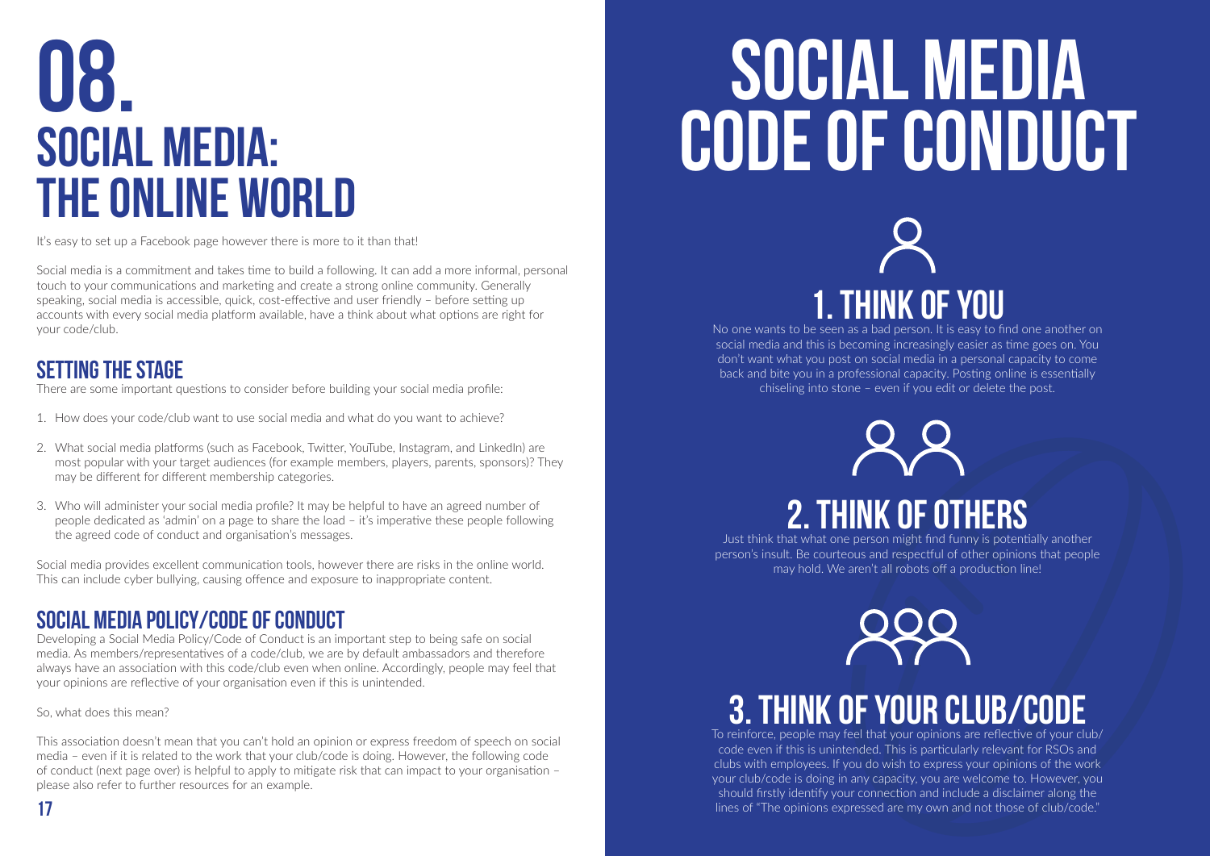# 08. SOCIAL MEDIA: THE ONLINE WORLD

It's easy to set up a Facebook page however there is more to it than that!

Social media is a commitment and takes time to build a following. It can add a more informal, personal touch to your communications and marketing and create a strong online community. Generally speaking, social media is accessible, quick, cost-effective and user friendly – before setting up accounts with every social media platform available, have a think about what options are right for your code/club.

## SETTING THE STAGE

There are some important questions to consider before building your social media profile:

1. How does your code/club want to use social media and what do you want to achieve?
2. What social media platforms (such as Facebook, Twitter, YouTube, Instagram, and LinkedIn) are most popular with your target audiences (for example members, players, parents, sponsors)? They may be different for different membership categories.
3. Who will administer your social media profile? It may be helpful to have an agreed number of people dedicated as 'admin' on a page to share the load – it's imperative these people following the agreed code of conduct and organisation's messages.

Social media provides excellent communication tools, however there are risks in the online world. This can include cyber bullying, causing offence and exposure to inappropriate content.

## SOCIAL MEDIA POLICY/CODE OF CONDUCT

Developing a Social Media Policy/Code of Conduct is an important step to being safe on social media. As members/representatives of a code/club, we are by default ambassadors and therefore always have an association with this code/club even when online. Accordingly, people may feel that your opinions are reflective of your organisation even if this is unintended.

So, what does this mean?

This association doesn't mean that you can't hold an opinion or express freedom of speech on social media – even if it is related to the work that your club/code is doing. However, the following code of conduct (next page over) is helpful to apply to mitigate risk that can impact to your organisation – please also refer to further resources for an example.

# SOCIAL MEDIA CODE OF CONDUCT

## 1. THINK OF YOU

No one wants to be seen as a bad person. It is easy to find one another on social media and this is becoming increasingly easier as time goes on. You don't want what you post on social media in a personal capacity to come back and bite you in a professional capacity. Posting online is essentially chiseling into stone – even if you edit or delete the post.

## 2. THINK OF OTHERS

Just think that what one person might find funny is potentially another person's insult. Be courteous and respectful of other opinions that people may hold. We aren't all robots off a production line!

## 3. THINK OF YOUR CLUB/CODE

To reinforce, people may feel that your opinions are reflective of your club/code even if this is unintended. This is particularly relevant for RSOs and clubs with employees. If you do wish to express your opinions of the work your club/code is doing in any capacity, you are welcome to. However, you should firstly identify your connection and include a disclaimer along the lines of "The opinions expressed are my own and not those of club/code."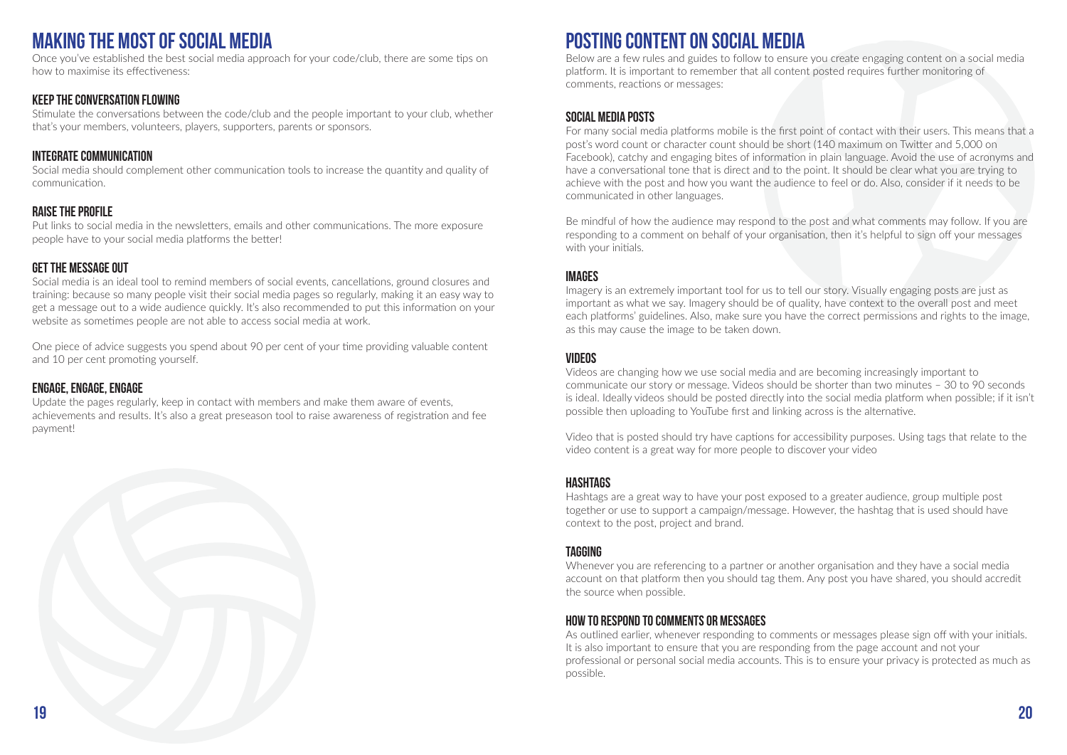# MAKING THE MOST OF SOCIAL MEDIA

Once you've established the best social media approach for your code/club, there are some tips on how to maximise its effectiveness:

## KEEP THE CONVERSATION FLOWING

Stimulate the conversations between the code/club and the people important to your club, whether that's your members, volunteers, players, supporters, parents or sponsors.

## INTEGRATE COMMUNICATION

Social media should complement other communication tools to increase the quantity and quality of communication.

## RAISE THE PROFILE

Put links to social media in the newsletters, emails and other communications. The more exposure people have to your social media platforms the better!

## GET THE MESSAGE OUT

Social media is an ideal tool to remind members of social events, cancellations, ground closures and training: because so many people visit their social media pages so regularly, making it an easy way to get a message out to a wide audience quickly. It's also recommended to put this information on your website as sometimes people are not able to access social media at work.

One piece of advice suggests you spend about 90 per cent of your time providing valuable content and 10 per cent promoting yourself.

## ENGAGE, ENGAGE, ENGAGE

Update the pages regularly, keep in contact with members and make them aware of events, achievements and results. It's also a great preseason tool to raise awareness of registration and fee payment!

# POSTING CONTENT ON SOCIAL MEDIA

Below are a few rules and guides to follow to ensure you create engaging content on a social media platform. It is important to remember that all content posted requires further monitoring of comments, reactions or messages:

## SOCIAL MEDIA POSTS

For many social media platforms mobile is the first point of contact with their users. This means that a post's word count or character count should be short (140 maximum on Twitter and 5,000 on Facebook), catchy and engaging bites of information in plain language. Avoid the use of acronyms and have a conversational tone that is direct and to the point. It should be clear what you are trying to achieve with the post and how you want the audience to feel or do. Also, consider if it needs to be communicated in other languages.

Be mindful of how the audience may respond to the post and what comments may follow. If you are responding to a comment on behalf of your organisation, then it's helpful to sign off your messages with your initials.

## IMAGES

Imagery is an extremely important tool for us to tell our story. Visually engaging posts are just as important as what we say. Imagery should be of quality, have context to the overall post and meet each platforms' guidelines. Also, make sure you have the correct permissions and rights to the image, as this may cause the image to be taken down.

## VIDEOS

Videos are changing how we use social media and are becoming increasingly important to communicate our story or message. Videos should be shorter than two minutes – 30 to 90 seconds is ideal. Ideally videos should be posted directly into the social media platform when possible; if it isn't possible then uploading to YouTube first and linking across is the alternative.

Video that is posted should try have captions for accessibility purposes. Using tags that relate to the video content is a great way for more people to discover your video

## HASHTAGS

Hashtags are a great way to have your post exposed to a greater audience, group multiple post together or use to support a campaign/message. However, the hashtag that is used should have context to the post, project and brand.

## TAGGING

Whenever you are referencing to a partner or another organisation and they have a social media account on that platform then you should tag them. Any post you have shared, you should accredit the source when possible.

## HOW TO RESPOND TO COMMENTS OR MESSAGES

As outlined earlier, whenever responding to comments or messages please sign off with your initials. It is also important to ensure that you are responding from the page account and not your professional or personal social media accounts. This is to ensure your privacy is protected as much as possible.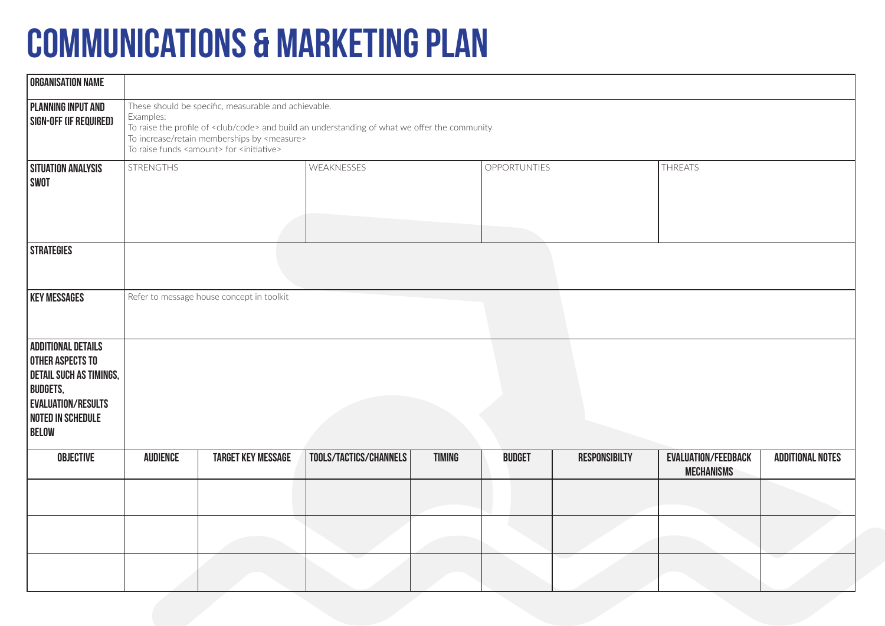# COMMUNICATIONS & MARKETING PLAN

| **ORGANISATION NAME** | | | |
|---|---|---|---|
| **PLANNING INPUT AND SIGN-OFF (IF REQUIRED)** | These should be specific, measurable and achievable.<br>Examples:<br>To raise the profile of <club/code> and build an understanding of what we offer the community<br>To increase/retain memberships by <measure><br>To raise funds <amount> for <initiative> | | |
| **SITUATION ANALYSIS SWOT** | STRENGTHS | WEAKNESSES | OPPORTUNTIES | THREATS |
| **STRATEGIES** | | | | |
| **KEY MESSAGES** | Refer to message house concept in toolkit | | | |
| **ADDITIONAL DETAILS OTHER ASPECTS TO DETAIL SUCH AS TIMINGS, BUDGETS, EVALUATION/RESULTS NOTED IN SCHEDULE BELOW** | | | | |

| OBJECTIVE | AUDIENCE | TARGET KEY MESSAGE | TOOLS/TACTICS/CHANNELS | TIMING | BUDGET | RESPONSIBILTY | EVALUATION/FEEDBACK MECHANISMS | ADDITIONAL NOTES |
|---|---|---|---|---|---|---|---|---|
| | | | | | | | | |
| | | | | | | | | |
| | | | | | | | | |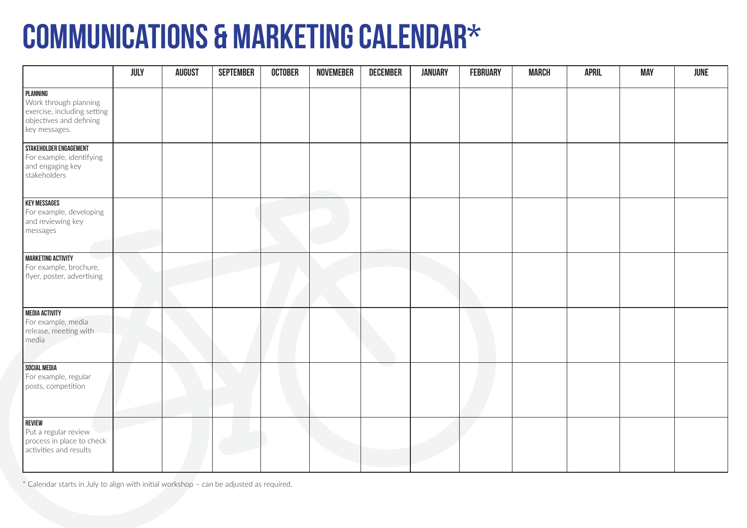# COMMUNICATIONS & MARKETING CALENDAR*

| | JULY | AUGUST | SEPTEMBER | OCTOBER | NOVEMEBER | DECEMBER | JANUARY | FEBRUARY | MARCH | APRIL | MAY | JUNE |
|---|---|---|---|---|---|---|---|---|---|---|---|---|
| **PLANNING** Work through planning exercise, including setting objectives and defining key messages. | | | | | | | | | | | | |
| **STAKEHOLDER ENGAGEMENT** For example, identifying and engaging key stakeholders | | | | | | | | | | | | |
| **KEY MESSAGES** For example, developing and reviewing key messages | | | | | | | | | | | | |
| **MARKETING ACTIVITY** For example, brochure, flyer, poster, advertising | | | | | | | | | | | | |
| **MEDIA ACTIVITY** For example, media release, meeting with media | | | | | | | | | | | | |
| **SOCIAL MEDIA** For example, regular posts, competition | | | | | | | | | | | | |
| **REVIEW** Put a regular review process in place to check activities and results | | | | | | | | | | | | |

* Calendar starts in July to align with initial workshop – can be adjusted as required.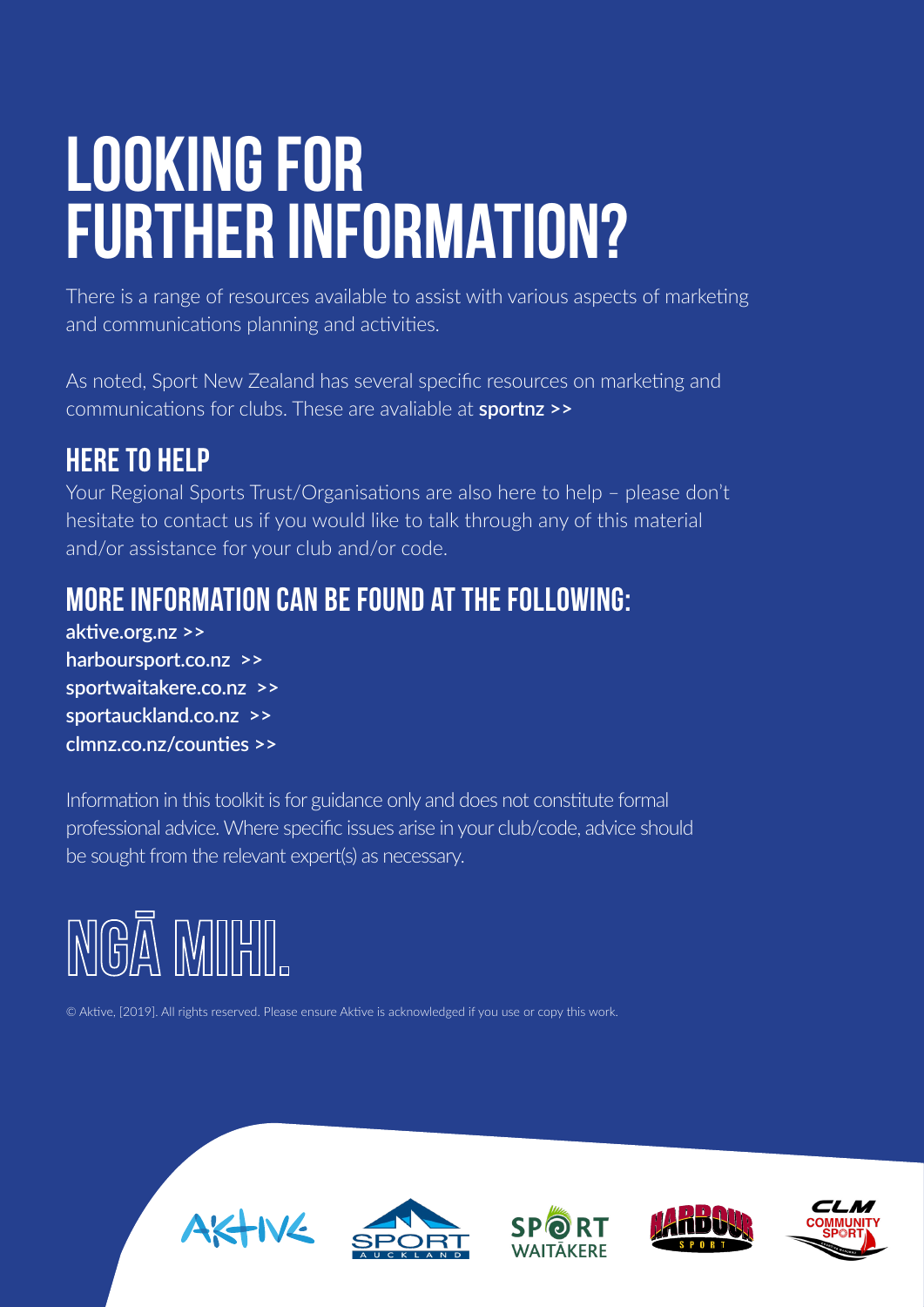# LOOKING FOR FURTHER INFORMATION?

There is a range of resources available to assist with various aspects of marketing and communications planning and activities.

As noted, Sport New Zealand has several specific resources on marketing and communications for clubs. These are avaliable at **sportnz >>**

## HERE TO HELP

Your Regional Sports Trust/Organisations are also here to help – please don't hesitate to contact us if you would like to talk through any of this material and/or assistance for your club and/or code.

## MORE INFORMATION CAN BE FOUND AT THE FOLLOWING:

**aktive.org.nz >>**
**harboursport.co.nz >>**
**sportwaitakere.co.nz >>**
**sportauckland.co.nz >>**
**clmnz.co.nz/counties >>**

Information in this toolkit is for guidance only and does not constitute formal professional advice. Where specific issues arise in your club/code, advice should be sought from the relevant expert(s) as necessary.

# NGĀ MIHI.

© Aktive, [2019]. All rights reserved. Please ensure Aktive is acknowledged if you use or copy this work.